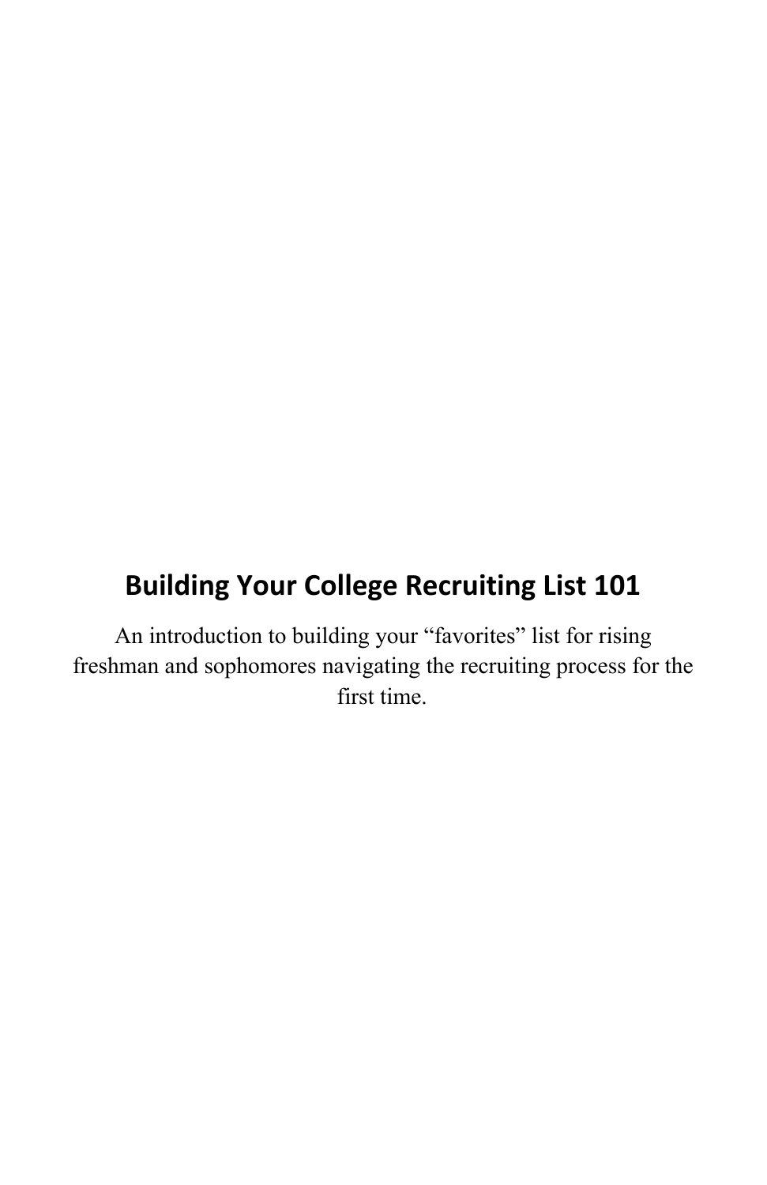# Building Your College Recruiting List 101

An introduction to building your "favorites" list for rising freshman and sophomores navigating the recruiting process for the first time.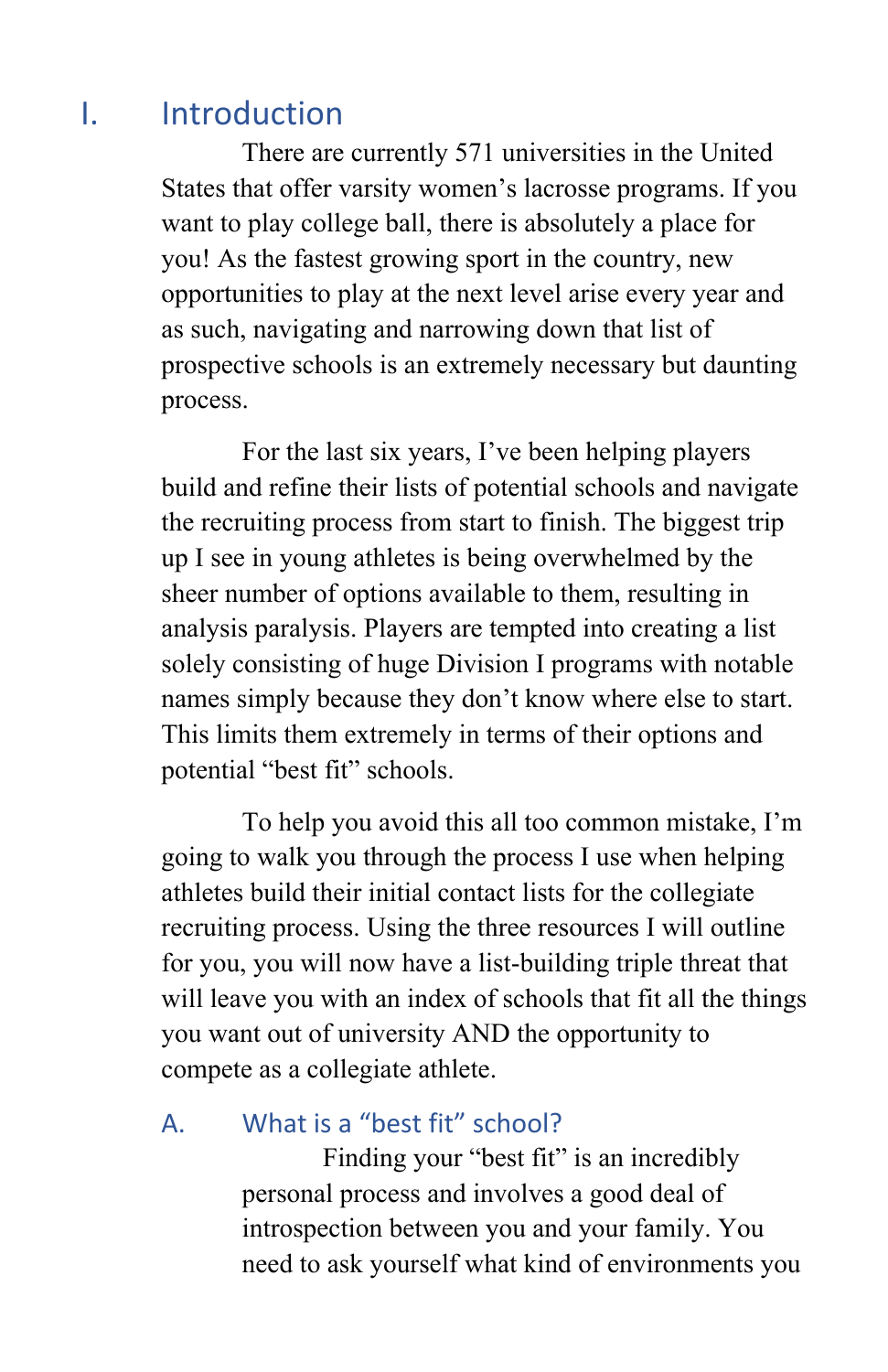# I. Introduction

There are currently 571 universities in the United States that offer varsity women's lacrosse programs. If you want to play college ball, there is absolutely a place for you! As the fastest growing sport in the country, new opportunities to play at the next level arise every year and as such, navigating and narrowing down that list of prospective schools is an extremely necessary but daunting process.

For the last six years, I've been helping players build and refine their lists of potential schools and navigate the recruiting process from start to finish. The biggest trip up I see in young athletes is being overwhelmed by the sheer number of options available to them, resulting in analysis paralysis. Players are tempted into creating a list solely consisting of huge Division I programs with notable names simply because they don't know where else to start. This limits them extremely in terms of their options and potential "best fit" schools.

To help you avoid this all too common mistake, I'm going to walk you through the process I use when helping athletes build their initial contact lists for the collegiate recruiting process. Using the three resources I will outline for you, you will now have a list-building triple threat that will leave you with an index of schools that fit all the things you want out of university AND the opportunity to compete as a collegiate athlete.

## A. What is a "best fit" school?

Finding your "best fit" is an incredibly personal process and involves a good deal of introspection between you and your family. You need to ask yourself what kind of environments you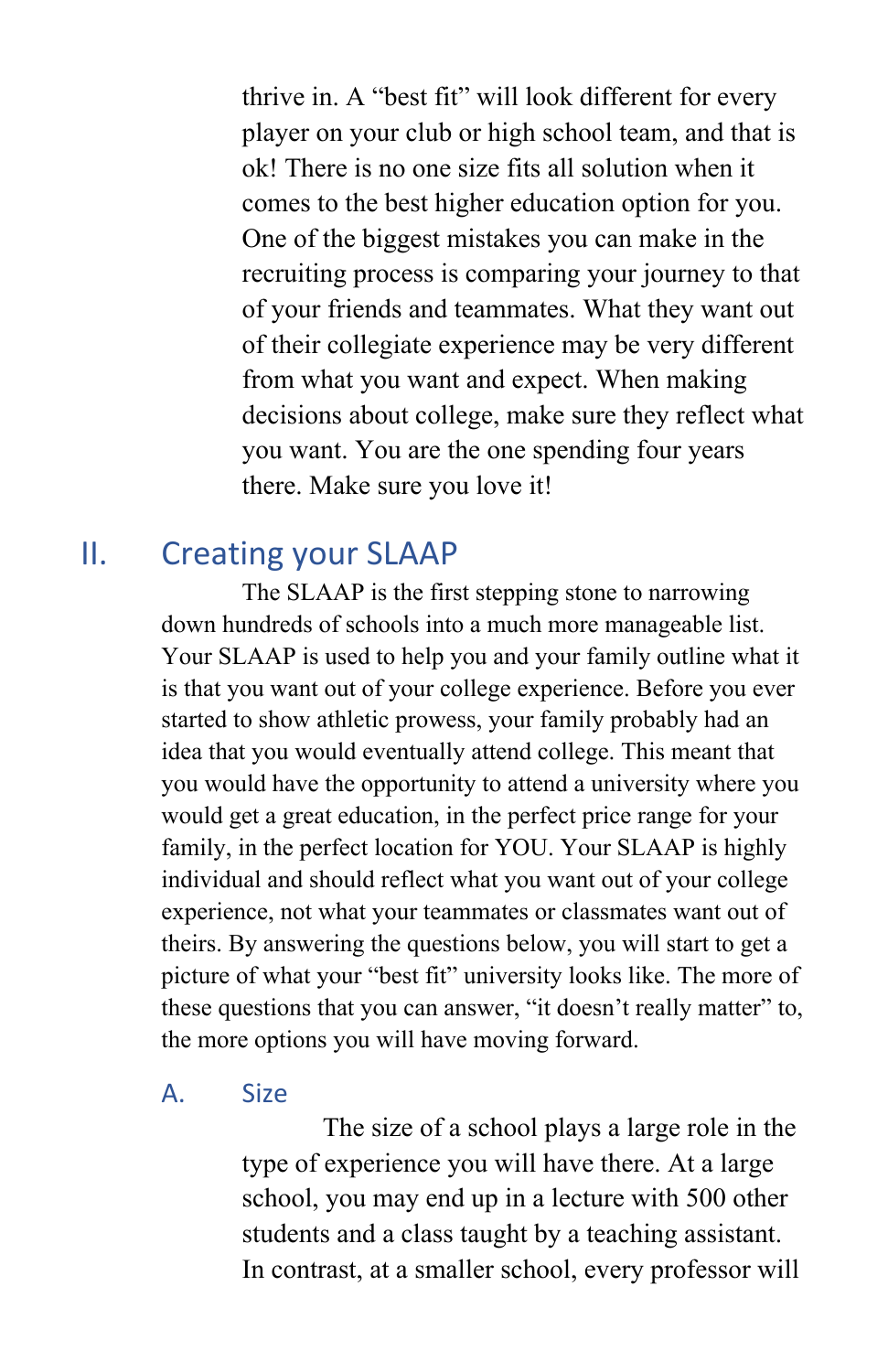thrive in. A "best fit" will look different for every player on your club or high school team, and that is ok! There is no one size fits all solution when it comes to the best higher education option for you. One of the biggest mistakes you can make in the recruiting process is comparing your journey to that of your friends and teammates. What they want out of their collegiate experience may be very different from what you want and expect. When making decisions about college, make sure they reflect what you want. You are the one spending four years there. Make sure you love it!

## II. Creating your SLAAP

The SLAAP is the first stepping stone to narrowing down hundreds of schools into a much more manageable list. Your SLAAP is used to help you and your family outline what it is that you want out of your college experience. Before you ever started to show athletic prowess, your family probably had an idea that you would eventually attend college. This meant that you would have the opportunity to attend a university where you would get a great education, in the perfect price range for your family, in the perfect location for YOU. Your SLAAP is highly individual and should reflect what you want out of your college experience, not what your teammates or classmates want out of theirs. By answering the questions below, you will start to get a picture of what your "best fit" university looks like. The more of these questions that you can answer, "it doesn't really matter" to, the more options you will have moving forward.

### A. Size

The size of a school plays a large role in the type of experience you will have there. At a large school, you may end up in a lecture with 500 other students and a class taught by a teaching assistant. In contrast, at a smaller school, every professor will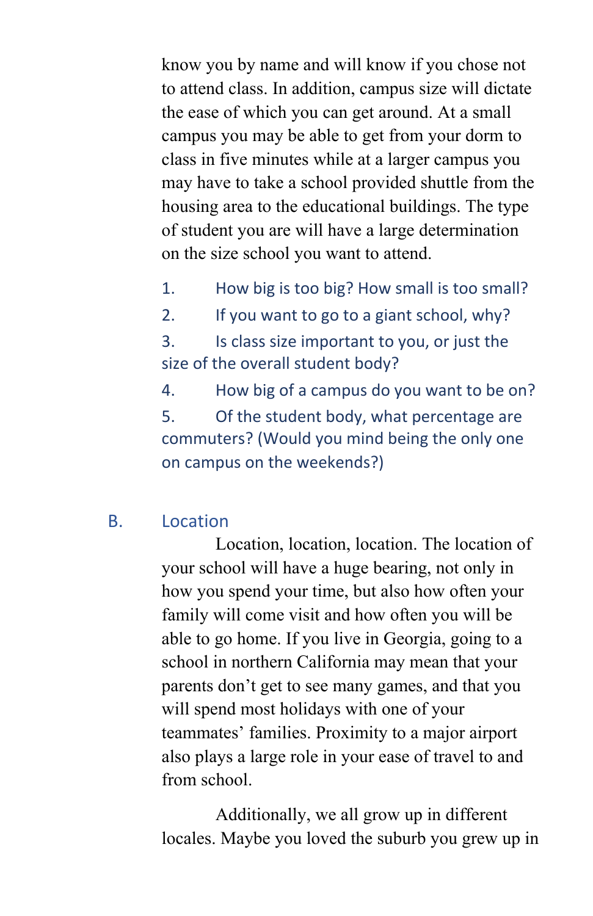know you by name and will know if you chose not to attend class. In addition, campus size will dictate the ease of which you can get around. At a small campus you may be able to get from your dorm to class in five minutes while at a larger campus you may have to take a school provided shuttle from the housing area to the educational buildings. The type of student you are will have a large determination on the size school you want to attend.

1. How big is too big? How small is too small?
2. If you want to go to a giant school, why?
3. Is class size important to you, or just the size of the overall student body?
4. How big of a campus do you want to be on?
5. Of the student body, what percentage are commuters? (Would you mind being the only one on campus on the weekends?)

## B. Location

Location, location, location. The location of your school will have a huge bearing, not only in how you spend your time, but also how often your family will come visit and how often you will be able to go home. If you live in Georgia, going to a school in northern California may mean that your parents don't get to see many games, and that you will spend most holidays with one of your teammates' families. Proximity to a major airport also plays a large role in your ease of travel to and from school.

Additionally, we all grow up in different locales. Maybe you loved the suburb you grew up in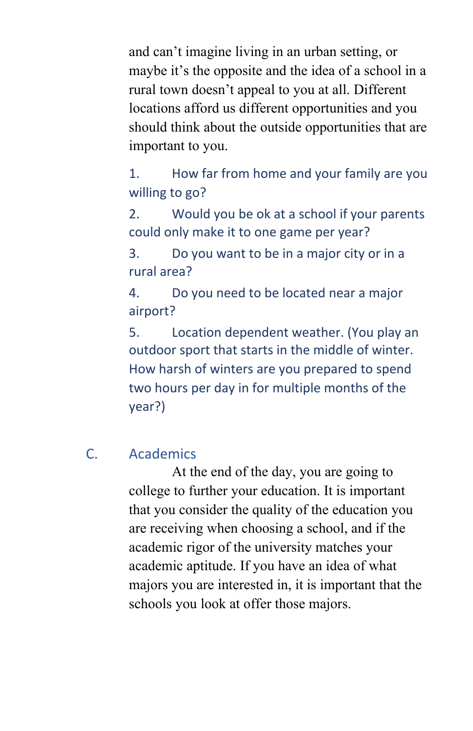and can't imagine living in an urban setting, or maybe it's the opposite and the idea of a school in a rural town doesn't appeal to you at all. Different locations afford us different opportunities and you should think about the outside opportunities that are important to you.

1. How far from home and your family are you willing to go?
2. Would you be ok at a school if your parents could only make it to one game per year?
3. Do you want to be in a major city or in a rural area?
4. Do you need to be located near a major airport?
5. Location dependent weather. (You play an outdoor sport that starts in the middle of winter. How harsh of winters are you prepared to spend two hours per day in for multiple months of the year?)

## C. Academics

At the end of the day, you are going to college to further your education. It is important that you consider the quality of the education you are receiving when choosing a school, and if the academic rigor of the university matches your academic aptitude. If you have an idea of what majors you are interested in, it is important that the schools you look at offer those majors.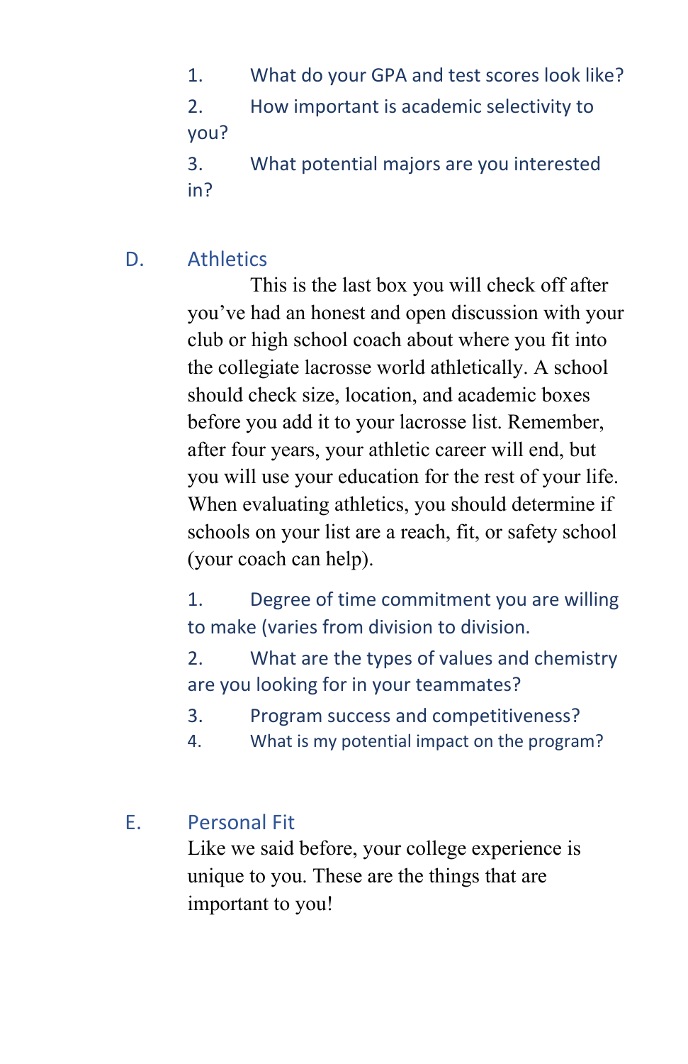1. What do your GPA and test scores look like?
2. How important is academic selectivity to you?
3. What potential majors are you interested in?

## D. Athletics

This is the last box you will check off after you've had an honest and open discussion with your club or high school coach about where you fit into the collegiate lacrosse world athletically. A school should check size, location, and academic boxes before you add it to your lacrosse list. Remember, after four years, your athletic career will end, but you will use your education for the rest of your life. When evaluating athletics, you should determine if schools on your list are a reach, fit, or safety school (your coach can help).

1. Degree of time commitment you are willing to make (varies from division to division.
2. What are the types of values and chemistry are you looking for in your teammates?
3. Program success and competitiveness?
4. What is my potential impact on the program?

## E. Personal Fit

Like we said before, your college experience is unique to you. These are the things that are important to you!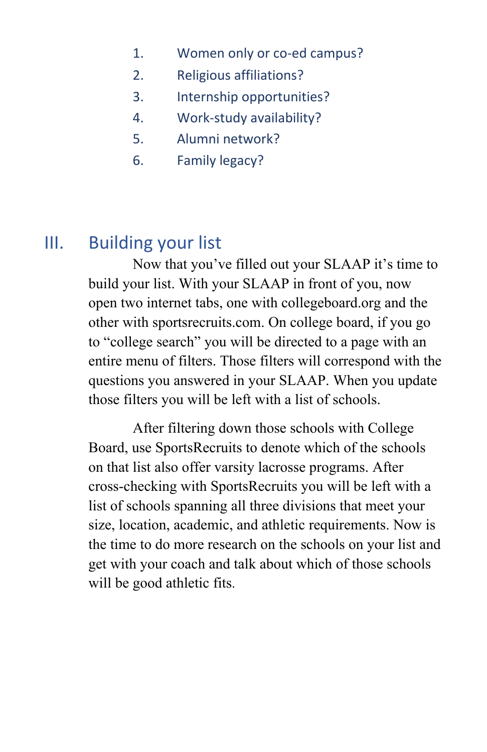1. Women only or co-ed campus?
2. Religious affiliations?
3. Internship opportunities?
4. Work-study availability?
5. Alumni network?
6. Family legacy?

## III. Building your list

Now that you've filled out your SLAAP it's time to build your list. With your SLAAP in front of you, now open two internet tabs, one with collegeboard.org and the other with sportsrecruits.com. On college board, if you go to "college search" you will be directed to a page with an entire menu of filters. Those filters will correspond with the questions you answered in your SLAAP. When you update those filters you will be left with a list of schools.

After filtering down those schools with College Board, use SportsRecruits to denote which of the schools on that list also offer varsity lacrosse programs. After cross-checking with SportsRecruits you will be left with a list of schools spanning all three divisions that meet your size, location, academic, and athletic requirements. Now is the time to do more research on the schools on your list and get with your coach and talk about which of those schools will be good athletic fits.